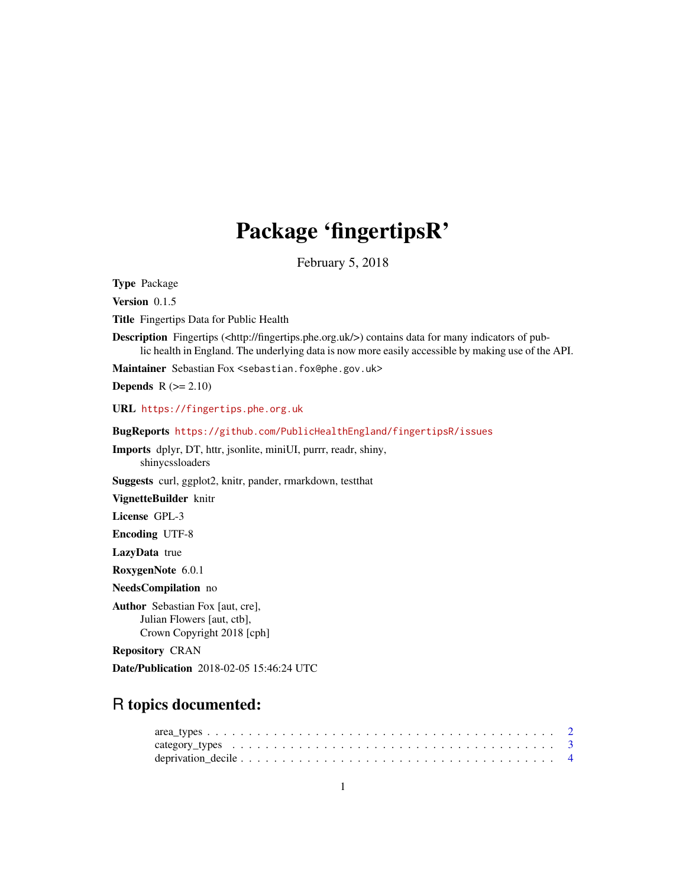# Package 'fingertipsR'

February 5, 2018

**Type** Package

**Version** 0.1.5

**Title** Fingertips Data for Public Health

**Description** Fingertips (<http://fingertips.phe.org.uk/>) contains data for many indicators of public health in England. The underlying data is now more easily accessible by making use of the API.

**Maintainer** Sebastian Fox <sebastian.fox@phe.gov.uk>

**Depends** R (>= 2.10)

**URL** https://fingertips.phe.org.uk

**BugReports** https://github.com/PublicHealthEngland/fingertipsR/issues

**Imports** dplyr, DT, httr, jsonlite, miniUI, purrr, readr, shiny, shinycssloaders

**Suggests** curl, ggplot2, knitr, pander, rmarkdown, testthat

**VignetteBuilder** knitr

**License** GPL-3

**Encoding** UTF-8

**LazyData** true

**RoxygenNote** 6.0.1

**NeedsCompilation** no

**Author** Sebastian Fox [aut, cre],
Julian Flowers [aut, ctb],
Crown Copyright 2018 [cph]

**Repository** CRAN

**Date/Publication** 2018-02-05 15:46:24 UTC

## R topics documented:

area_types . . . . . . . . . . . . . . . . . . . . . . . . . . . . . . . . . . . . . . . . 2
category_types . . . . . . . . . . . . . . . . . . . . . . . . . . . . . . . . . . . . . . 3
deprivation_decile . . . . . . . . . . . . . . . . . . . . . . . . . . . . . . . . . . . . 4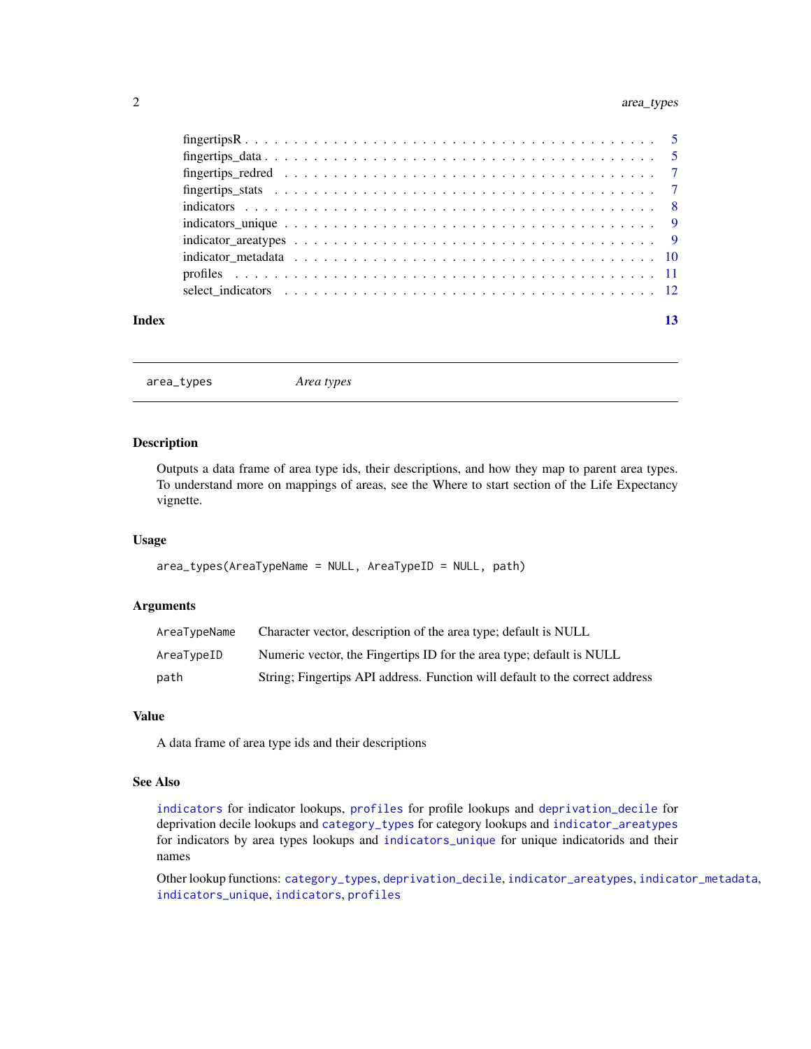fingertipsR . . . . . . . . . . . . . . . . . . . . . . . . . . . . . . . . . . . . . . 5
fingertips_data . . . . . . . . . . . . . . . . . . . . . . . . . . . . . . . . . . . . . 5
fingertips_redred . . . . . . . . . . . . . . . . . . . . . . . . . . . . . . . . . . . . 7
fingertips_stats . . . . . . . . . . . . . . . . . . . . . . . . . . . . . . . . . . . . . 7
indicators . . . . . . . . . . . . . . . . . . . . . . . . . . . . . . . . . . . . . . . . 8
indicators_unique . . . . . . . . . . . . . . . . . . . . . . . . . . . . . . . . . . . . 9
indicator_areatypes . . . . . . . . . . . . . . . . . . . . . . . . . . . . . . . . . . . 9
indicator_metadata . . . . . . . . . . . . . . . . . . . . . . . . . . . . . . . . . . . 10
profiles . . . . . . . . . . . . . . . . . . . . . . . . . . . . . . . . . . . . . . . . . 11
select_indicators . . . . . . . . . . . . . . . . . . . . . . . . . . . . . . . . . . . . 12

**Index** **13**

---

`area_types` *Area types*

---

### Description

Outputs a data frame of area type ids, their descriptions, and how they map to parent area types. To understand more on mappings of areas, see the Where to start section of the Life Expectancy vignette.

### Usage

```
area_types(AreaTypeName = NULL, AreaTypeID = NULL, path)
```

### Arguments

| | |
|---|---|
| `AreaTypeName` | Character vector, description of the area type; default is NULL |
| `AreaTypeID` | Numeric vector, the Fingertips ID for the area type; default is NULL |
| `path` | String; Fingertips API address. Function will default to the correct address |

### Value

A data frame of area type ids and their descriptions

### See Also

`indicators` for indicator lookups, `profiles` for profile lookups and `deprivation_decile` for deprivation decile lookups and `category_types` for category lookups and `indicator_areatypes` for indicators by area types lookups and `indicators_unique` for unique indicatorids and their names

Other lookup functions: `category_types`, `deprivation_decile`, `indicator_areatypes`, `indicator_metadata`, `indicators_unique`, `indicators`, `profiles`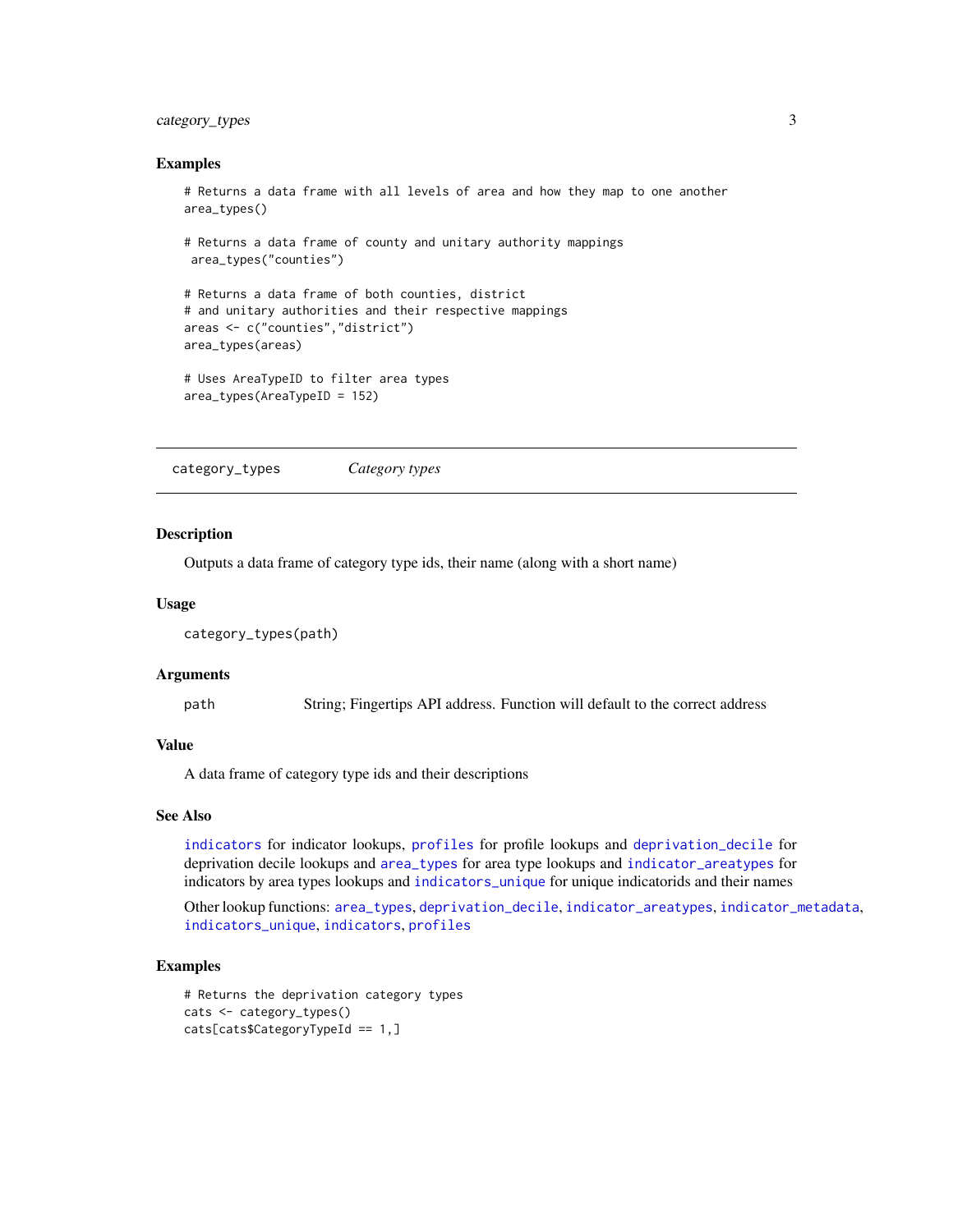## Examples

```
# Returns a data frame with all levels of area and how they map to one another
area_types()

# Returns a data frame of county and unitary authority mappings
 area_types("counties")

# Returns a data frame of both counties, district
# and unitary authorities and their respective mappings
areas <- c("counties","district")
area_types(areas)

# Uses AreaTypeID to filter area types
area_types(AreaTypeID = 152)
```

---

# category_types    *Category types*

---

## Description

Outputs a data frame of category type ids, their name (along with a short name)

## Usage

```
category_types(path)
```

## Arguments

| | |
|---|---|
| path | String; Fingertips API address. Function will default to the correct address |

## Value

A data frame of category type ids and their descriptions

## See Also

indicators for indicator lookups, profiles for profile lookups and deprivation_decile for deprivation decile lookups and area_types for area type lookups and indicator_areatypes for indicators by area types lookups and indicators_unique for unique indicatorids and their names

Other lookup functions: area_types, deprivation_decile, indicator_areatypes, indicator_metadata, indicators_unique, indicators, profiles

## Examples

```
# Returns the deprivation category types
cats <- category_types()
cats[cats$CategoryTypeId == 1,]
```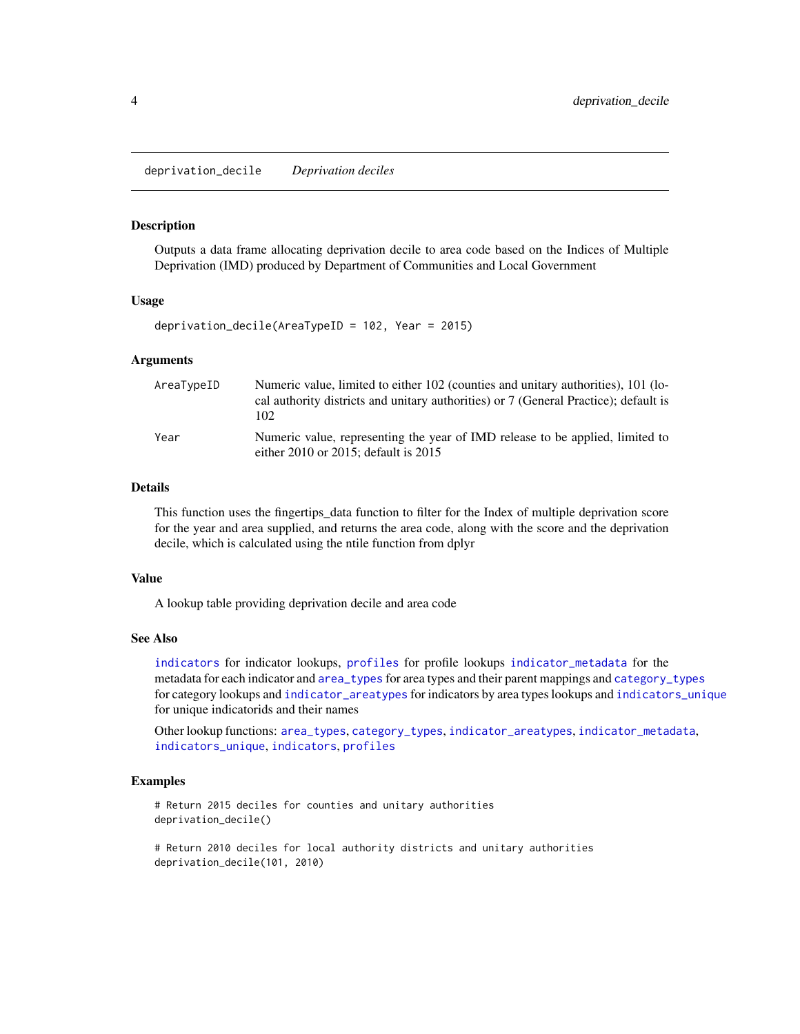## deprivation_decile    *Deprivation deciles*

### Description

Outputs a data frame allocating deprivation decile to area code based on the Indices of Multiple Deprivation (IMD) produced by Department of Communities and Local Government

### Usage

```
deprivation_decile(AreaTypeID = 102, Year = 2015)
```

### Arguments

| | |
|---|---|
| AreaTypeID | Numeric value, limited to either 102 (counties and unitary authorities), 101 (local authority districts and unitary authorities) or 7 (General Practice); default is 102 |
| Year | Numeric value, representing the year of IMD release to be applied, limited to either 2010 or 2015; default is 2015 |

### Details

This function uses the fingertips_data function to filter for the Index of multiple deprivation score for the year and area supplied, and returns the area code, along with the score and the deprivation decile, which is calculated using the ntile function from dplyr

### Value

A lookup table providing deprivation decile and area code

### See Also

`indicators` for indicator lookups, `profiles` for profile lookups `indicator_metadata` for the metadata for each indicator and `area_types` for area types and their parent mappings and `category_types` for category lookups and `indicator_areatypes` for indicators by area types lookups and `indicators_unique` for unique indicatorids and their names

Other lookup functions: `area_types`, `category_types`, `indicator_areatypes`, `indicator_metadata`, `indicators_unique`, `indicators`, `profiles`

### Examples

```
# Return 2015 deciles for counties and unitary authorities
deprivation_decile()

# Return 2010 deciles for local authority districts and unitary authorities
deprivation_decile(101, 2010)
```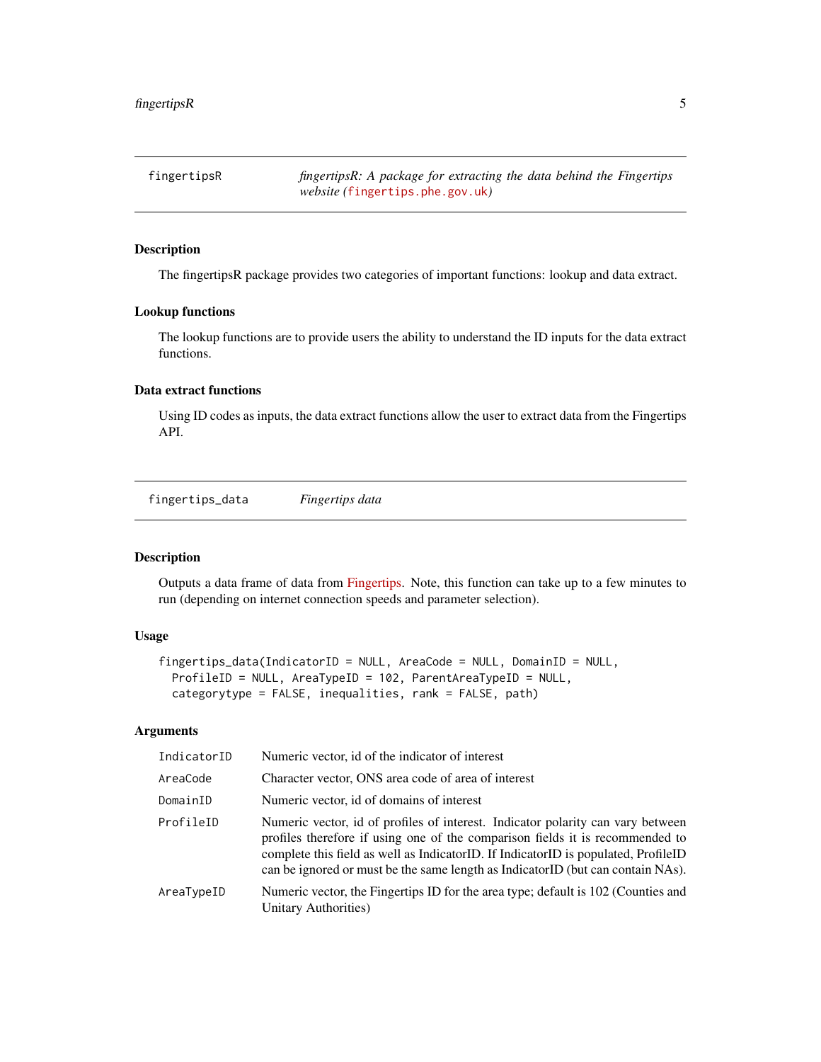## fingertipsR — *fingertipsR: A package for extracting the data behind the Fingertips website (fingertips.phe.gov.uk)*

### Description

The fingertipsR package provides two categories of important functions: lookup and data extract.

### Lookup functions

The lookup functions are to provide users the ability to understand the ID inputs for the data extract functions.

### Data extract functions

Using ID codes as inputs, the data extract functions allow the user to extract data from the Fingertips API.

## fingertips_data — *Fingertips data*

### Description

Outputs a data frame of data from Fingertips. Note, this function can take up to a few minutes to run (depending on internet connection speeds and parameter selection).

### Usage

```
fingertips_data(IndicatorID = NULL, AreaCode = NULL, DomainID = NULL,
  ProfileID = NULL, AreaTypeID = 102, ParentAreaTypeID = NULL,
  categorytype = FALSE, inequalities, rank = FALSE, path)
```

### Arguments

| Argument | Description |
|---|---|
| IndicatorID | Numeric vector, id of the indicator of interest |
| AreaCode | Character vector, ONS area code of area of interest |
| DomainID | Numeric vector, id of domains of interest |
| ProfileID | Numeric vector, id of profiles of interest. Indicator polarity can vary between profiles therefore if using one of the comparison fields it is recommended to complete this field as well as IndicatorID. If IndicatorID is populated, ProfileID can be ignored or must be the same length as IndicatorID (but can contain NAs). |
| AreaTypeID | Numeric vector, the Fingertips ID for the area type; default is 102 (Counties and Unitary Authorities) |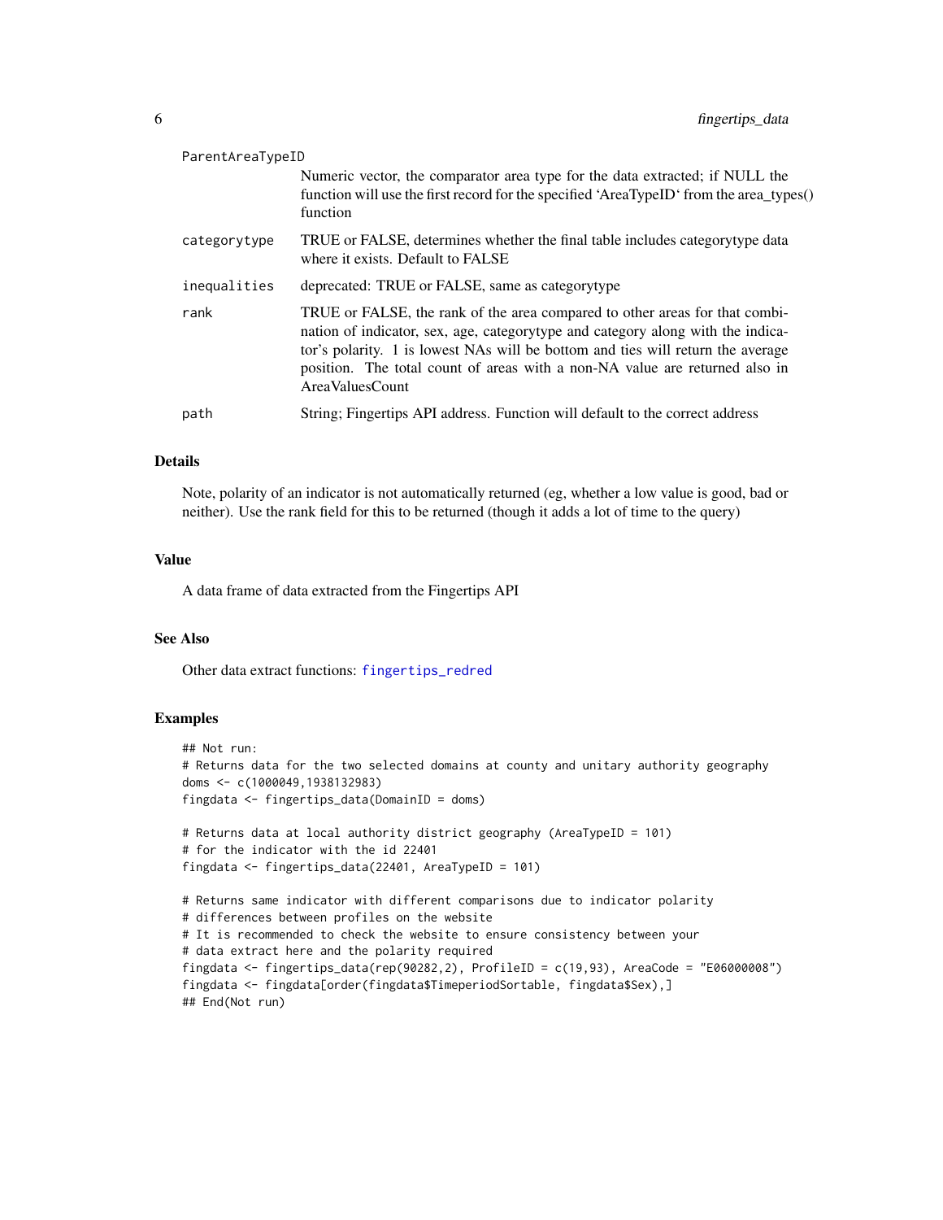| | |
|---|---|
| ParentAreaTypeID | Numeric vector, the comparator area type for the data extracted; if NULL the function will use the first record for the specified 'AreaTypeID' from the area_types() function |
| categorytype | TRUE or FALSE, determines whether the final table includes categorytype data where it exists. Default to FALSE |
| inequalities | deprecated: TRUE or FALSE, same as categorytype |
| rank | TRUE or FALSE, the rank of the area compared to other areas for that combination of indicator, sex, age, categorytype and category along with the indicator's polarity. 1 is lowest NAs will be bottom and ties will return the average position. The total count of areas with a non-NA value are returned also in AreaValuesCount |
| path | String; Fingertips API address. Function will default to the correct address |

## Details

Note, polarity of an indicator is not automatically returned (eg, whether a low value is good, bad or neither). Use the rank field for this to be returned (though it adds a lot of time to the query)

## Value

A data frame of data extracted from the Fingertips API

## See Also

Other data extract functions: fingertips_redred

## Examples

```
## Not run:
# Returns data for the two selected domains at county and unitary authority geography
doms <- c(1000049,1938132983)
fingdata <- fingertips_data(DomainID = doms)

# Returns data at local authority district geography (AreaTypeID = 101)
# for the indicator with the id 22401
fingdata <- fingertips_data(22401, AreaTypeID = 101)

# Returns same indicator with different comparisons due to indicator polarity
# differences between profiles on the website
# It is recommended to check the website to ensure consistency between your
# data extract here and the polarity required
fingdata <- fingertips_data(rep(90282,2), ProfileID = c(19,93), AreaCode = "E06000008")
fingdata <- fingdata[order(fingdata$TimeperiodSortable, fingdata$Sex),]
## End(Not run)
```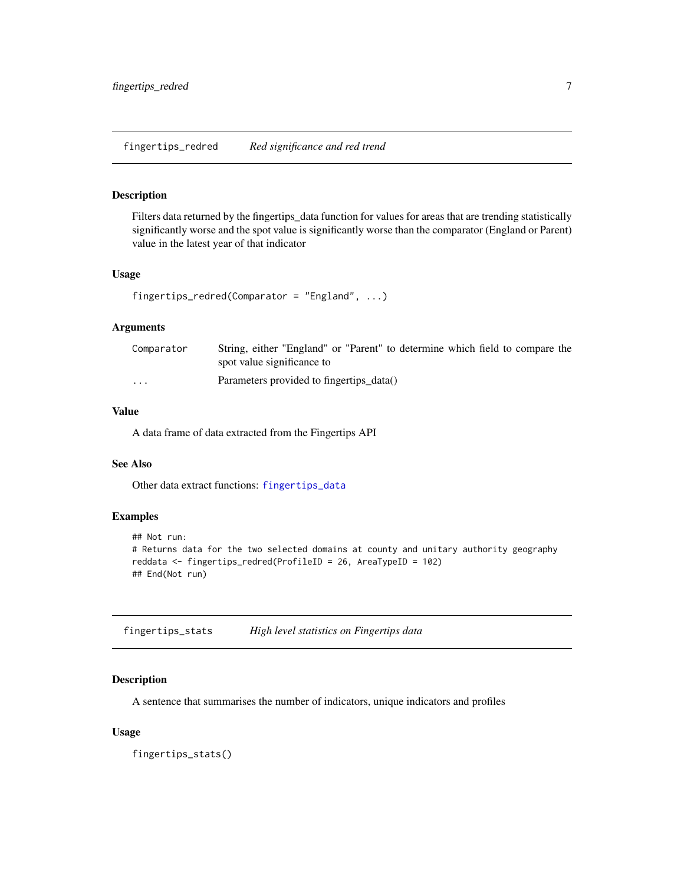## fingertips_redred *Red significance and red trend*

### Description

Filters data returned by the fingertips_data function for values for areas that are trending statistically significantly worse and the spot value is significantly worse than the comparator (England or Parent) value in the latest year of that indicator

### Usage

```
fingertips_redred(Comparator = "England", ...)
```

### Arguments

| | |
|---|---|
| Comparator | String, either "England" or "Parent" to determine which field to compare the spot value significance to |
| ... | Parameters provided to fingertips_data() |

### Value

A data frame of data extracted from the Fingertips API

### See Also

Other data extract functions: fingertips_data

### Examples

```
## Not run:
# Returns data for the two selected domains at county and unitary authority geography
reddata <- fingertips_redred(ProfileID = 26, AreaTypeID = 102)
## End(Not run)
```

## fingertips_stats *High level statistics on Fingertips data*

### Description

A sentence that summarises the number of indicators, unique indicators and profiles

### Usage

```
fingertips_stats()
```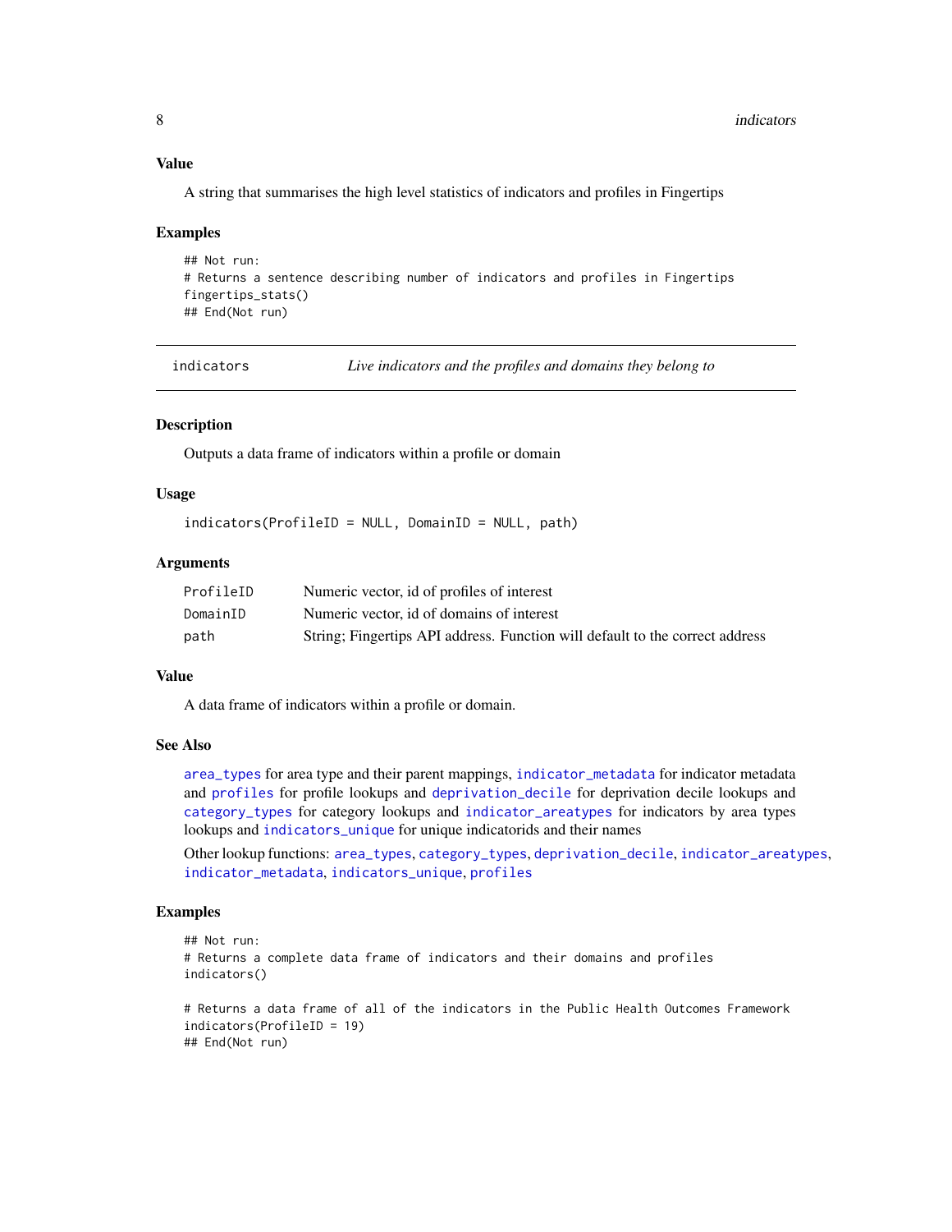### Value

A string that summarises the high level statistics of indicators and profiles in Fingertips

### Examples

```
## Not run:
# Returns a sentence describing number of indicators and profiles in Fingertips
fingertips_stats()
## End(Not run)
```

---

## indicators — *Live indicators and the profiles and domains they belong to*

---

### Description

Outputs a data frame of indicators within a profile or domain

### Usage

```
indicators(ProfileID = NULL, DomainID = NULL, path)
```

### Arguments

| | |
|---|---|
| ProfileID | Numeric vector, id of profiles of interest |
| DomainID | Numeric vector, id of domains of interest |
| path | String; Fingertips API address. Function will default to the correct address |

### Value

A data frame of indicators within a profile or domain.

### See Also

area_types for area type and their parent mappings, indicator_metadata for indicator metadata and profiles for profile lookups and deprivation_decile for deprivation decile lookups and category_types for category lookups and indicator_areatypes for indicators by area types lookups and indicators_unique for unique indicatorids and their names

Other lookup functions: area_types, category_types, deprivation_decile, indicator_areatypes, indicator_metadata, indicators_unique, profiles

### Examples

```
## Not run:
# Returns a complete data frame of indicators and their domains and profiles
indicators()

# Returns a data frame of all of the indicators in the Public Health Outcomes Framework
indicators(ProfileID = 19)
## End(Not run)
```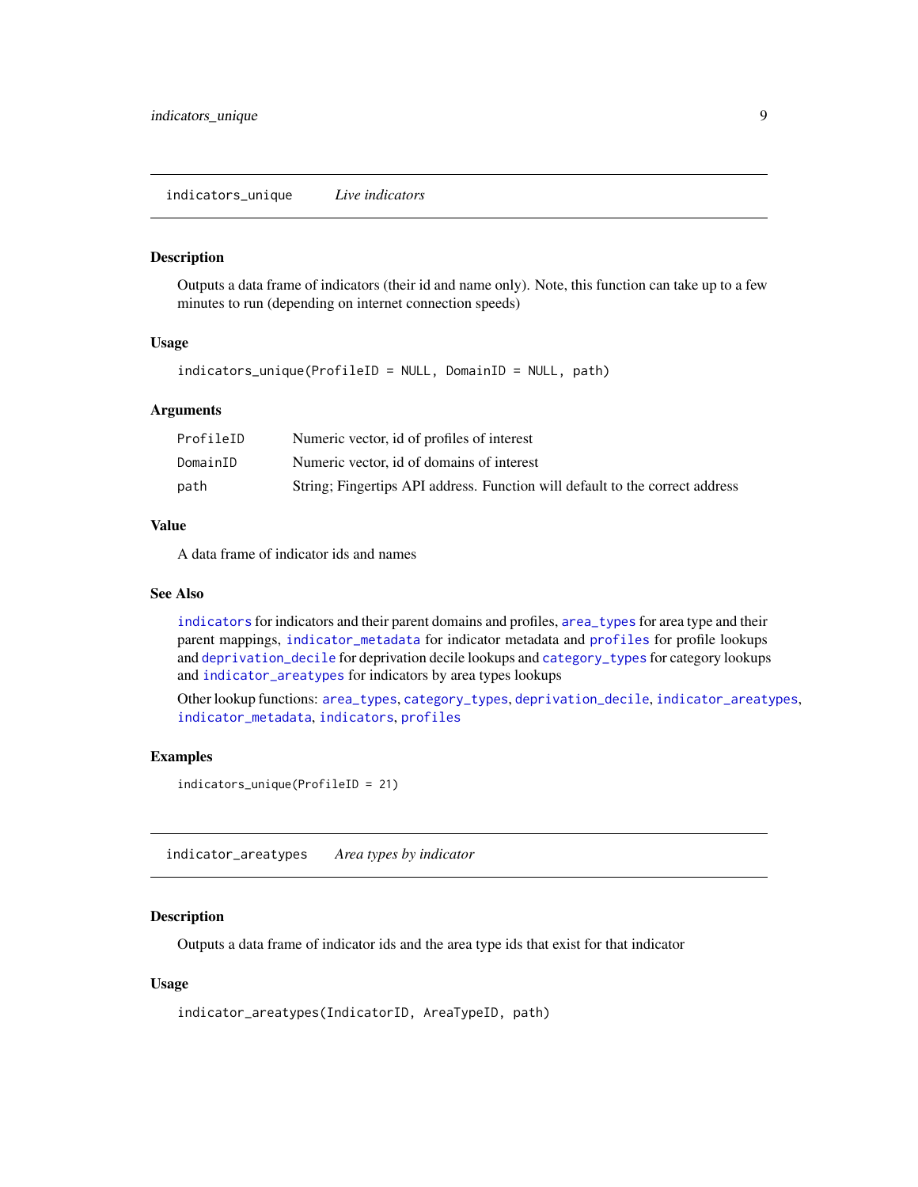## indicators_unique *Live indicators*

### Description

Outputs a data frame of indicators (their id and name only). Note, this function can take up to a few minutes to run (depending on internet connection speeds)

### Usage

```
indicators_unique(ProfileID = NULL, DomainID = NULL, path)
```

### Arguments

| | |
|---|---|
| ProfileID | Numeric vector, id of profiles of interest |
| DomainID | Numeric vector, id of domains of interest |
| path | String; Fingertips API address. Function will default to the correct address |

### Value

A data frame of indicator ids and names

### See Also

`indicators` for indicators and their parent domains and profiles, `area_types` for area type and their parent mappings, `indicator_metadata` for indicator metadata and `profiles` for profile lookups and `deprivation_decile` for deprivation decile lookups and `category_types` for category lookups and `indicator_areatypes` for indicators by area types lookups

Other lookup functions: `area_types`, `category_types`, `deprivation_decile`, `indicator_areatypes`, `indicator_metadata`, `indicators`, `profiles`

### Examples

```
indicators_unique(ProfileID = 21)
```

## indicator_areatypes *Area types by indicator*

### Description

Outputs a data frame of indicator ids and the area type ids that exist for that indicator

### Usage

```
indicator_areatypes(IndicatorID, AreaTypeID, path)
```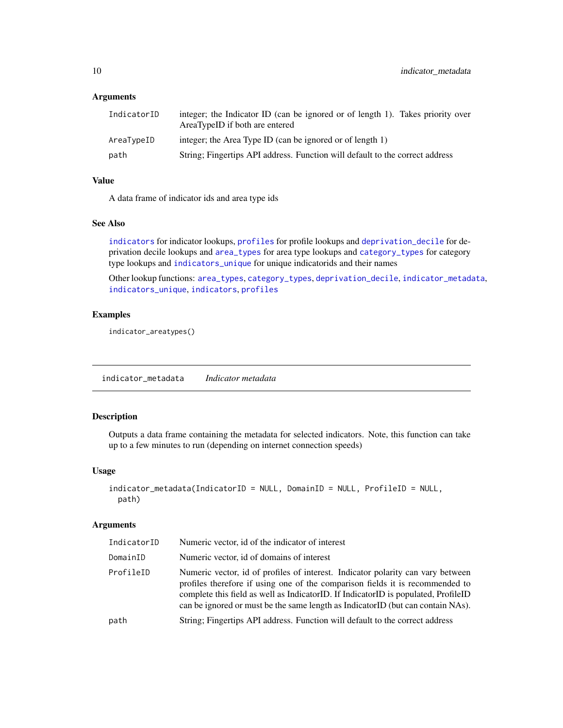### Arguments

| | |
|---|---|
| IndicatorID | integer; the Indicator ID (can be ignored or of length 1). Takes priority over AreaTypeID if both are entered |
| AreaTypeID | integer; the Area Type ID (can be ignored or of length 1) |
| path | String; Fingertips API address. Function will default to the correct address |

### Value

A data frame of indicator ids and area type ids

### See Also

indicators for indicator lookups, profiles for profile lookups and deprivation_decile for deprivation decile lookups and area_types for area type lookups and category_types for category type lookups and indicators_unique for unique indicatorids and their names

Other lookup functions: area_types, category_types, deprivation_decile, indicator_metadata, indicators_unique, indicators, profiles

### Examples

```
indicator_areatypes()
```

---

## indicator_metadata *Indicator metadata*

### Description

Outputs a data frame containing the metadata for selected indicators. Note, this function can take up to a few minutes to run (depending on internet connection speeds)

### Usage

```
indicator_metadata(IndicatorID = NULL, DomainID = NULL, ProfileID = NULL,
  path)
```

### Arguments

| | |
|---|---|
| IndicatorID | Numeric vector, id of the indicator of interest |
| DomainID | Numeric vector, id of domains of interest |
| ProfileID | Numeric vector, id of profiles of interest. Indicator polarity can vary between profiles therefore if using one of the comparison fields it is recommended to complete this field as well as IndicatorID. If IndicatorID is populated, ProfileID can be ignored or must be the same length as IndicatorID (but can contain NAs). |
| path | String; Fingertips API address. Function will default to the correct address |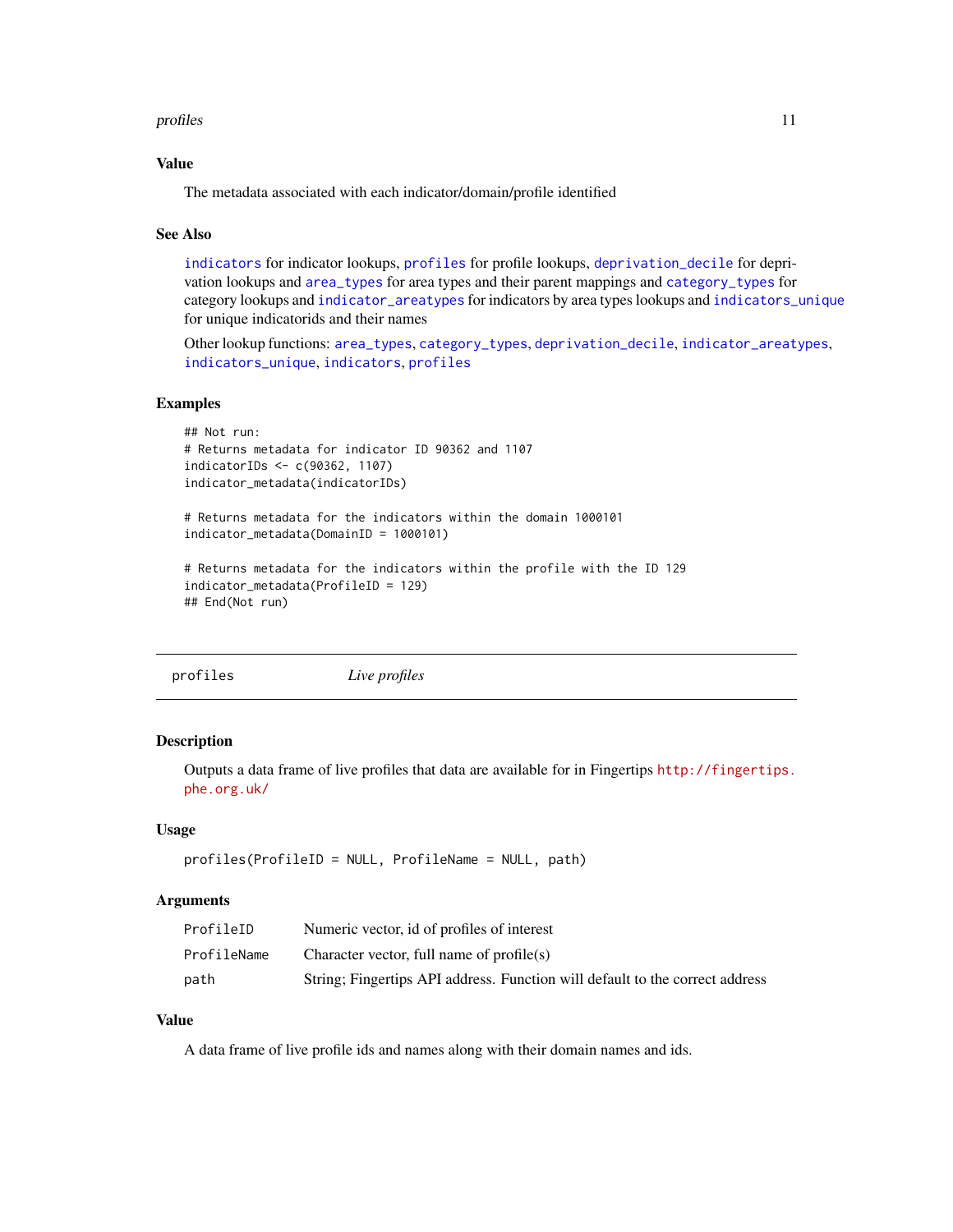### Value

The metadata associated with each indicator/domain/profile identified

### See Also

indicators for indicator lookups, profiles for profile lookups, deprivation_decile for deprivation lookups and area_types for area types and their parent mappings and category_types for category lookups and indicator_areatypes for indicators by area types lookups and indicators_unique for unique indicatorids and their names

Other lookup functions: area_types, category_types, deprivation_decile, indicator_areatypes, indicators_unique, indicators, profiles

### Examples

```
## Not run:
# Returns metadata for indicator ID 90362 and 1107
indicatorIDs <- c(90362, 1107)
indicator_metadata(indicatorIDs)

# Returns metadata for the indicators within the domain 1000101
indicator_metadata(DomainID = 1000101)

# Returns metadata for the indicators within the profile with the ID 129
indicator_metadata(ProfileID = 129)
## End(Not run)
```

---

## profiles — *Live profiles*

### Description

Outputs a data frame of live profiles that data are available for in Fingertips http://fingertips.phe.org.uk/

### Usage

```
profiles(ProfileID = NULL, ProfileName = NULL, path)
```

### Arguments

| | |
|---|---|
| ProfileID | Numeric vector, id of profiles of interest |
| ProfileName | Character vector, full name of profile(s) |
| path | String; Fingertips API address. Function will default to the correct address |

### Value

A data frame of live profile ids and names along with their domain names and ids.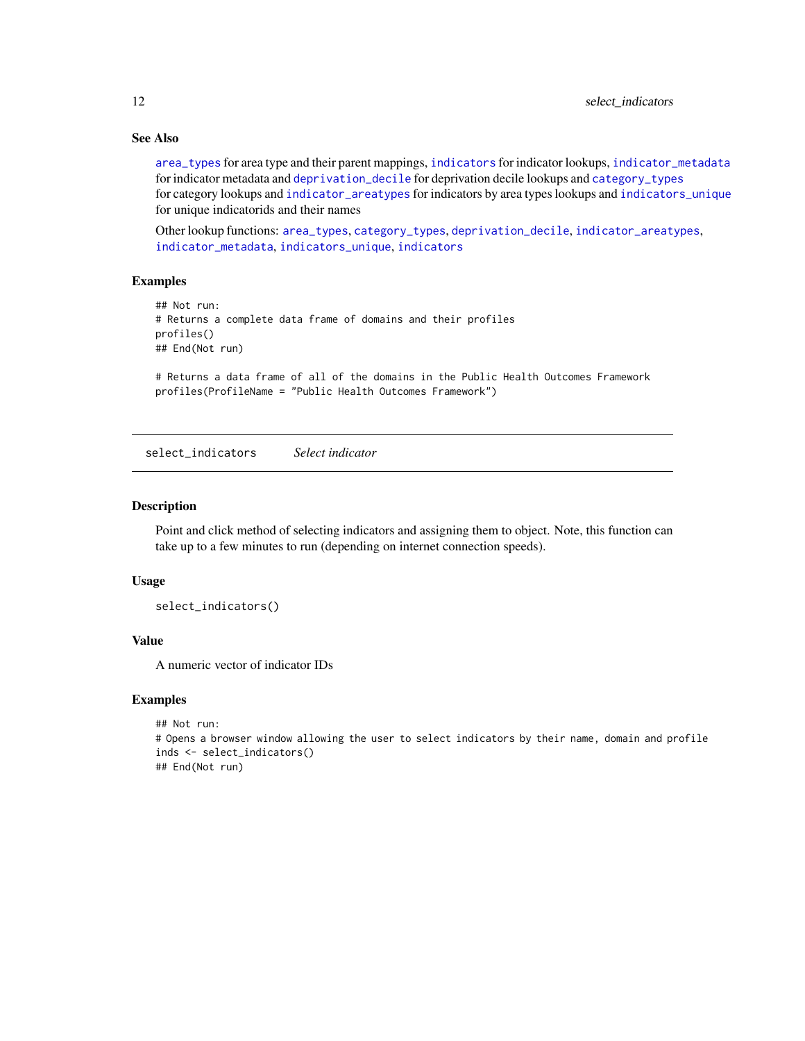### See Also

`area_types` for area type and their parent mappings, `indicators` for indicator lookups, `indicator_metadata` for indicator metadata and `deprivation_decile` for deprivation decile lookups and `category_types` for category lookups and `indicator_areatypes` for indicators by area types lookups and `indicators_unique` for unique indicatorids and their names

Other lookup functions: `area_types`, `category_types`, `deprivation_decile`, `indicator_areatypes`, `indicator_metadata`, `indicators_unique`, `indicators`

### Examples

```
## Not run:
# Returns a complete data frame of domains and their profiles
profiles()
## End(Not run)

# Returns a data frame of all of the domains in the Public Health Outcomes Framework
profiles(ProfileName = "Public Health Outcomes Framework")
```

---

## select_indicators *Select indicator*

### Description

Point and click method of selecting indicators and assigning them to object. Note, this function can take up to a few minutes to run (depending on internet connection speeds).

### Usage

```
select_indicators()
```

### Value

A numeric vector of indicator IDs

### Examples

```
## Not run:
# Opens a browser window allowing the user to select indicators by their name, domain and profile
inds <- select_indicators()
## End(Not run)
```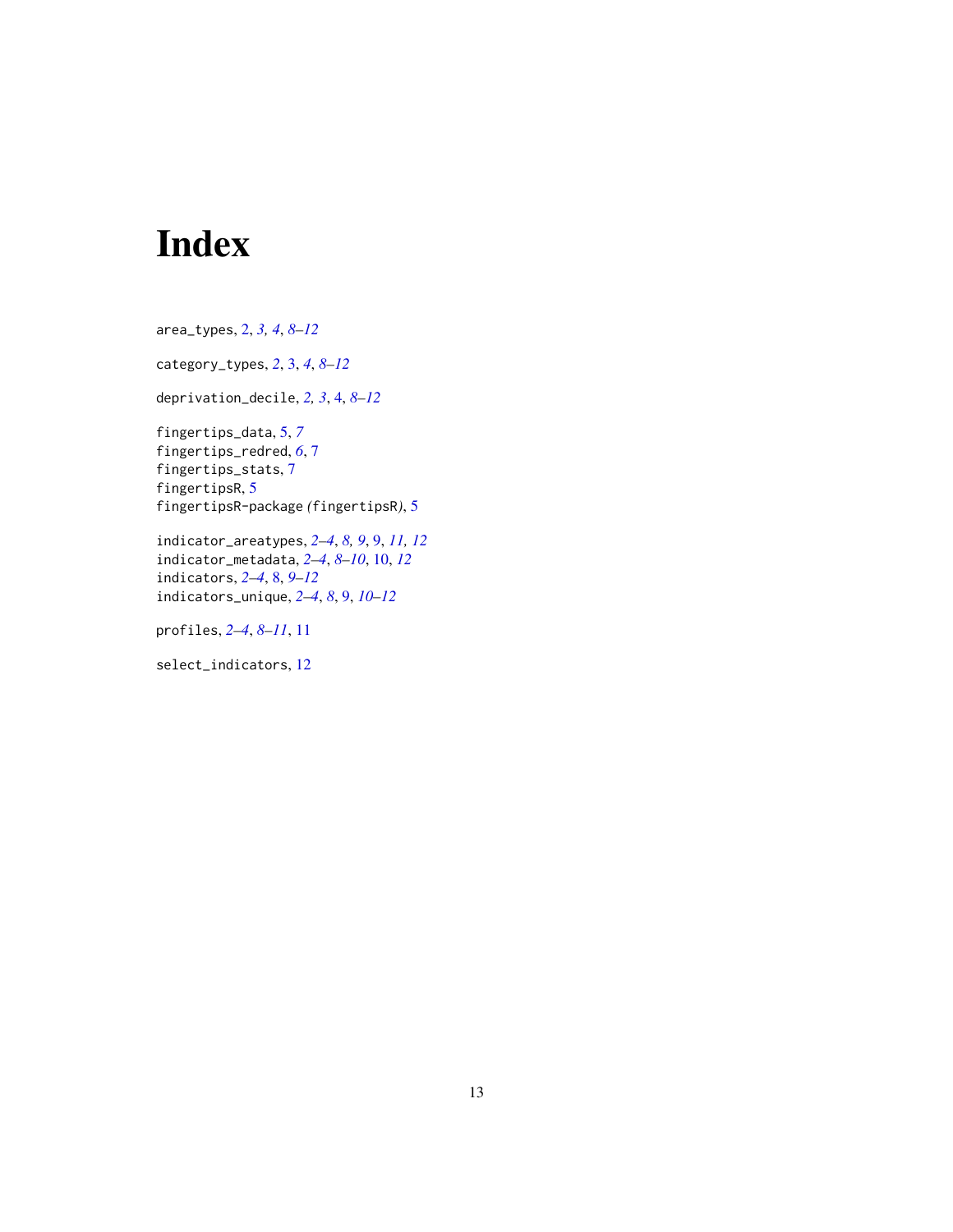# Index

area_types, 2, *3, 4*, *8–12*

category_types, *2*, 3, *4*, *8–12*

deprivation_decile, *2, 3*, 4, *8–12*

fingertips_data, 5, *7*
fingertips_redred, *6*, 7
fingertips_stats, 7
fingertipsR, 5
fingertipsR-package (fingertipsR), 5

indicator_areatypes, *2–4*, *8, 9*, 9, *11, 12*
indicator_metadata, *2–4*, *8–10*, 10, *12*
indicators, *2–4*, 8, *9–12*
indicators_unique, *2–4*, *8*, 9, *10–12*

profiles, *2–4*, *8–11*, 11

select_indicators, 12